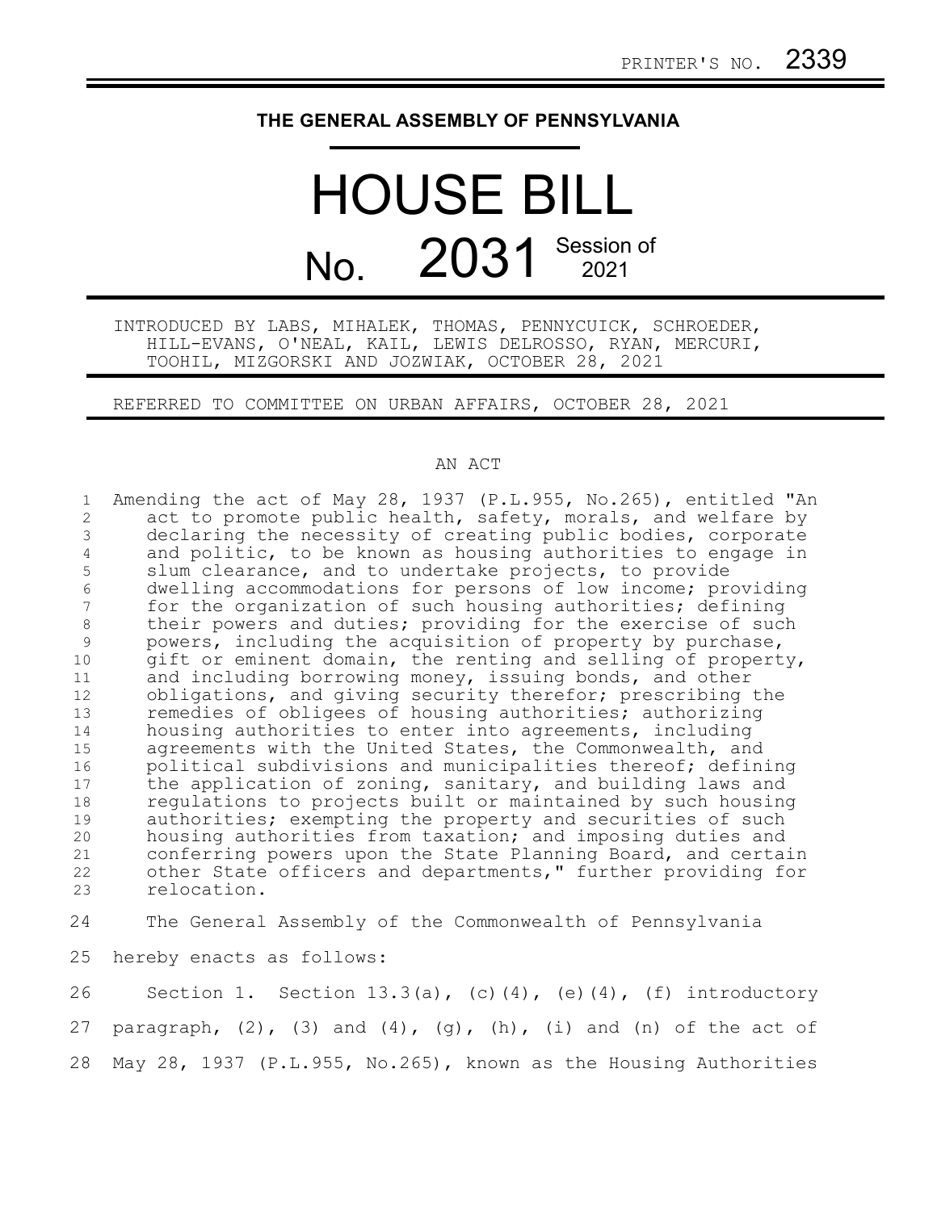PRINTER'S NO. 2339

THE GENERAL ASSEMBLY OF PENNSYLVANIA

# HOUSE BILL

# No. 2031 Session of 2021

INTRODUCED BY LABS, MIHALEK, THOMAS, PENNYCUICK, SCHROEDER, HILL-EVANS, O'NEAL, KAIL, LEWIS DELROSSO, RYAN, MERCURI, TOOHIL, MIZGORSKI AND JOZWIAK, OCTOBER 28, 2021

REFERRED TO COMMITTEE ON URBAN AFFAIRS, OCTOBER 28, 2021

AN ACT

Amending the act of May 28, 1937 (P.L.955, No.265), entitled "An act to promote public health, safety, morals, and welfare by declaring the necessity of creating public bodies, corporate and politic, to be known as housing authorities to engage in slum clearance, and to undertake projects, to provide dwelling accommodations for persons of low income; providing for the organization of such housing authorities; defining their powers and duties; providing for the exercise of such powers, including the acquisition of property by purchase, gift or eminent domain, the renting and selling of property, and including borrowing money, issuing bonds, and other obligations, and giving security therefor; prescribing the remedies of obligees of housing authorities; authorizing housing authorities to enter into agreements, including agreements with the United States, the Commonwealth, and political subdivisions and municipalities thereof; defining the application of zoning, sanitary, and building laws and regulations to projects built or maintained by such housing authorities; exempting the property and securities of such housing authorities from taxation; and imposing duties and conferring powers upon the State Planning Board, and certain other State officers and departments," further providing for relocation.

The General Assembly of the Commonwealth of Pennsylvania hereby enacts as follows:

Section 1. Section 13.3(a), (c)(4), (e)(4), (f) introductory paragraph, (2), (3) and (4), (g), (h), (i) and (n) of the act of May 28, 1937 (P.L.955, No.265), known as the Housing Authorities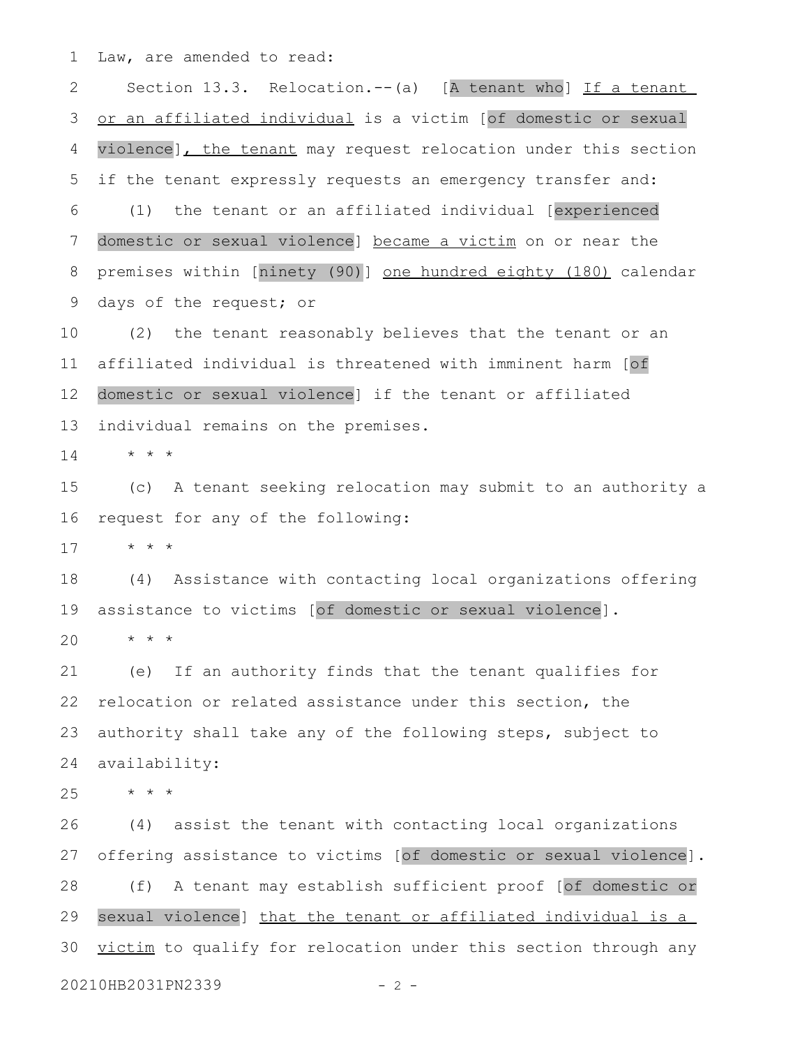Law, are amended to read:

Section 13.3. Relocation.--(a) [A tenant who] If a tenant or an affiliated individual is a victim [of domestic or sexual violence], the tenant may request relocation under this section if the tenant expressly requests an emergency transfer and:

(1) the tenant or an affiliated individual [experienced domestic or sexual violence] became a victim on or near the premises within [ninety (90)] one hundred eighty (180) calendar days of the request; or

(2) the tenant reasonably believes that the tenant or an affiliated individual is threatened with imminent harm [of domestic or sexual violence] if the tenant or affiliated individual remains on the premises.

\* \* \*

(c) A tenant seeking relocation may submit to an authority a request for any of the following:

\* \* \*

(4) Assistance with contacting local organizations offering assistance to victims [of domestic or sexual violence].

\* \* \*

(e) If an authority finds that the tenant qualifies for relocation or related assistance under this section, the authority shall take any of the following steps, subject to availability:

\* \* \*

(4) assist the tenant with contacting local organizations offering assistance to victims [of domestic or sexual violence].

(f) A tenant may establish sufficient proof [of domestic or sexual violence] that the tenant or affiliated individual is a victim to qualify for relocation under this section through any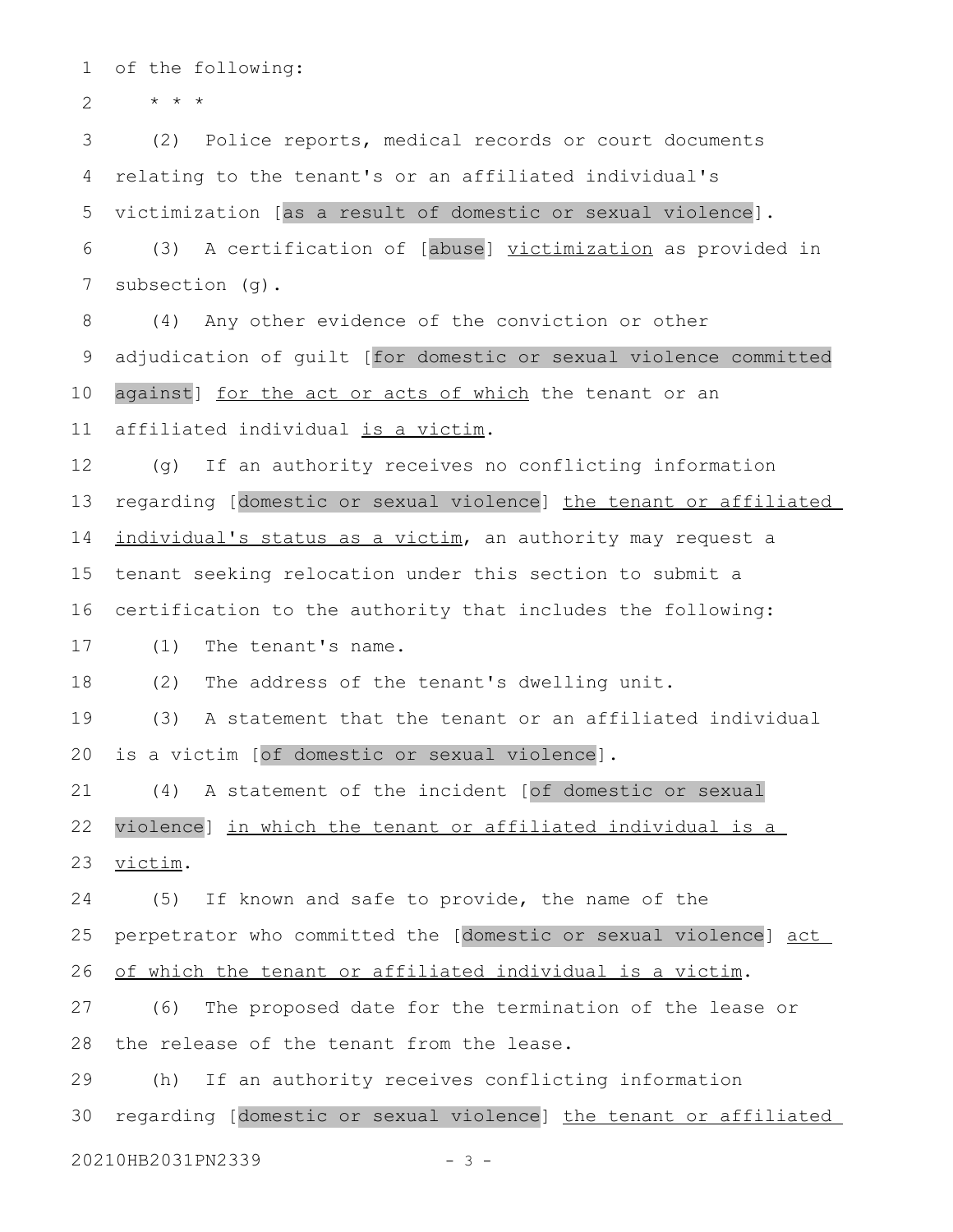of the following:

\* \* \*

(2) Police reports, medical records or court documents relating to the tenant's or an affiliated individual's victimization [as a result of domestic or sexual violence].

(3) A certification of [abuse] <u>victimization</u> as provided in subsection (g).

(4) Any other evidence of the conviction or other adjudication of guilt [for domestic or sexual violence committed against] <u>for the act or acts of which</u> the tenant or an affiliated individual <u>is a victim</u>.

(g) If an authority receives no conflicting information regarding [domestic or sexual violence] <u>the tenant or affiliated individual's status as a victim</u>, an authority may request a tenant seeking relocation under this section to submit a certification to the authority that includes the following:

(1) The tenant's name.

(2) The address of the tenant's dwelling unit.

(3) A statement that the tenant or an affiliated individual is a victim [of domestic or sexual violence].

(4) A statement of the incident [of domestic or sexual violence] <u>in which the tenant or affiliated individual is a victim</u>.

(5) If known and safe to provide, the name of the perpetrator who committed the [domestic or sexual violence] <u>act of which the tenant or affiliated individual is a victim</u>.

(6) The proposed date for the termination of the lease or the release of the tenant from the lease.

(h) If an authority receives conflicting information regarding [domestic or sexual violence] <u>the tenant or affiliated</u>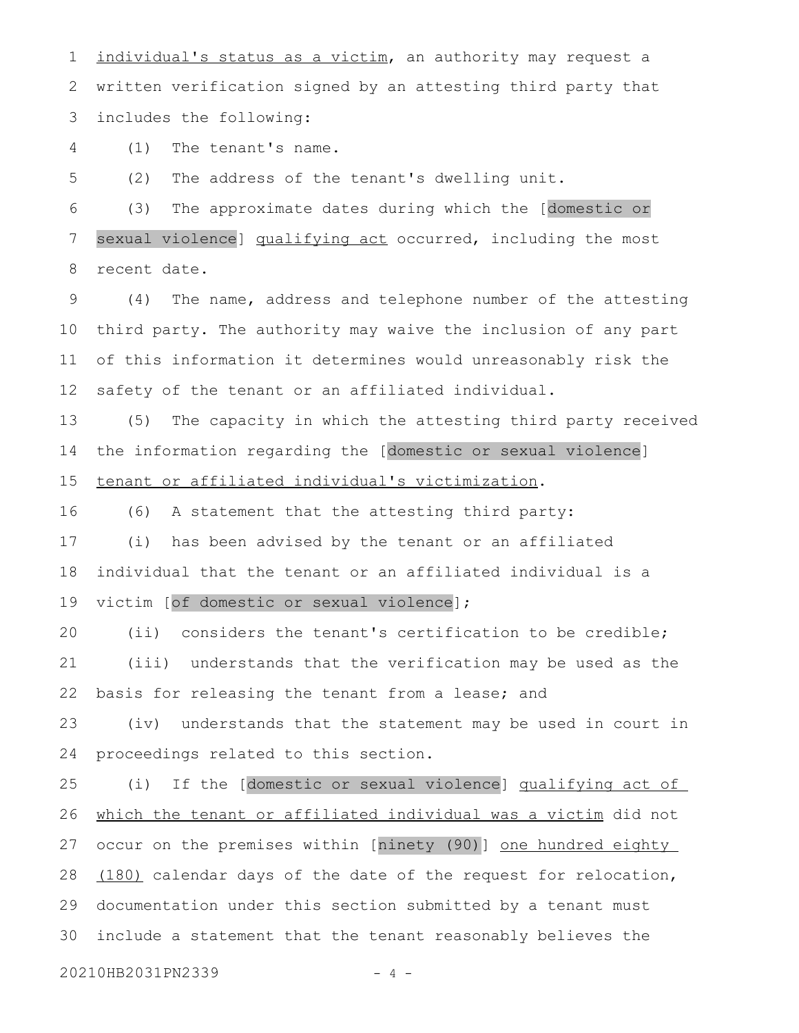individual's status as a victim, an authority may request a written verification signed by an attesting third party that includes the following:

(1) The tenant's name.

(2) The address of the tenant's dwelling unit.

(3) The approximate dates during which the [domestic or sexual violence] qualifying act occurred, including the most recent date.

(4) The name, address and telephone number of the attesting third party. The authority may waive the inclusion of any part of this information it determines would unreasonably risk the safety of the tenant or an affiliated individual.

(5) The capacity in which the attesting third party received the information regarding the [domestic or sexual violence] tenant or affiliated individual's victimization.

(6) A statement that the attesting third party:

(i) has been advised by the tenant or an affiliated individual that the tenant or an affiliated individual is a victim [of domestic or sexual violence];

(ii) considers the tenant's certification to be credible;

(iii) understands that the verification may be used as the basis for releasing the tenant from a lease; and

(iv) understands that the statement may be used in court in proceedings related to this section.

(i) If the [domestic or sexual violence] qualifying act of which the tenant or affiliated individual was a victim did not occur on the premises within [ninety (90)] one hundred eighty (180) calendar days of the date of the request for relocation, documentation under this section submitted by a tenant must include a statement that the tenant reasonably believes the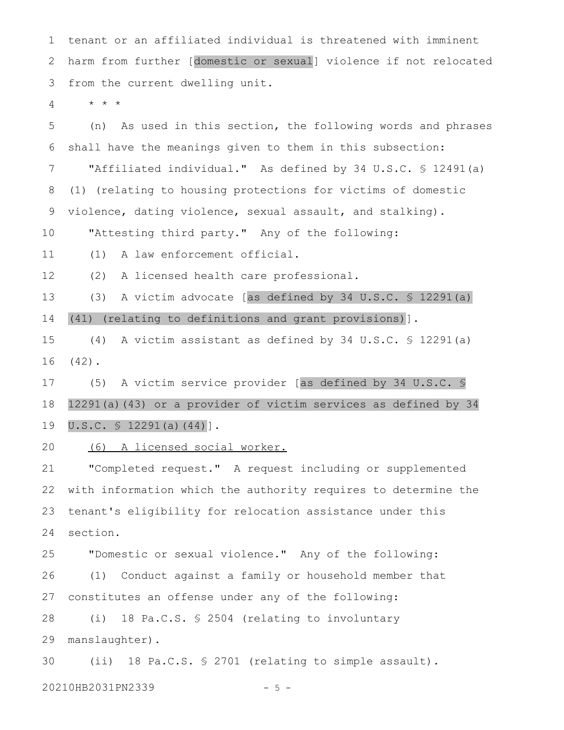tenant or an affiliated individual is threatened with imminent harm from further [domestic or sexual] violence if not relocated from the current dwelling unit.

\* \* \*

(n) As used in this section, the following words and phrases shall have the meanings given to them in this subsection:

"Affiliated individual." As defined by 34 U.S.C. § 12491(a)(1) (relating to housing protections for victims of domestic violence, dating violence, sexual assault, and stalking).

"Attesting third party." Any of the following:

(1) A law enforcement official.

(2) A licensed health care professional.

(3) A victim advocate [as defined by 34 U.S.C. § 12291(a)(41) (relating to definitions and grant provisions)].

(4) A victim assistant as defined by 34 U.S.C. § 12291(a)(42).

(5) A victim service provider [as defined by 34 U.S.C. § 12291(a)(43) or a provider of victim services as defined by 34 U.S.C. § 12291(a)(44)].

<u>(6) A licensed social worker.</u>

"Completed request." A request including or supplemented with information which the authority requires to determine the tenant's eligibility for relocation assistance under this section.

"Domestic or sexual violence." Any of the following:

(1) Conduct against a family or household member that constitutes an offense under any of the following:

(i) 18 Pa.C.S. § 2504 (relating to involuntary manslaughter).

(ii) 18 Pa.C.S. § 2701 (relating to simple assault).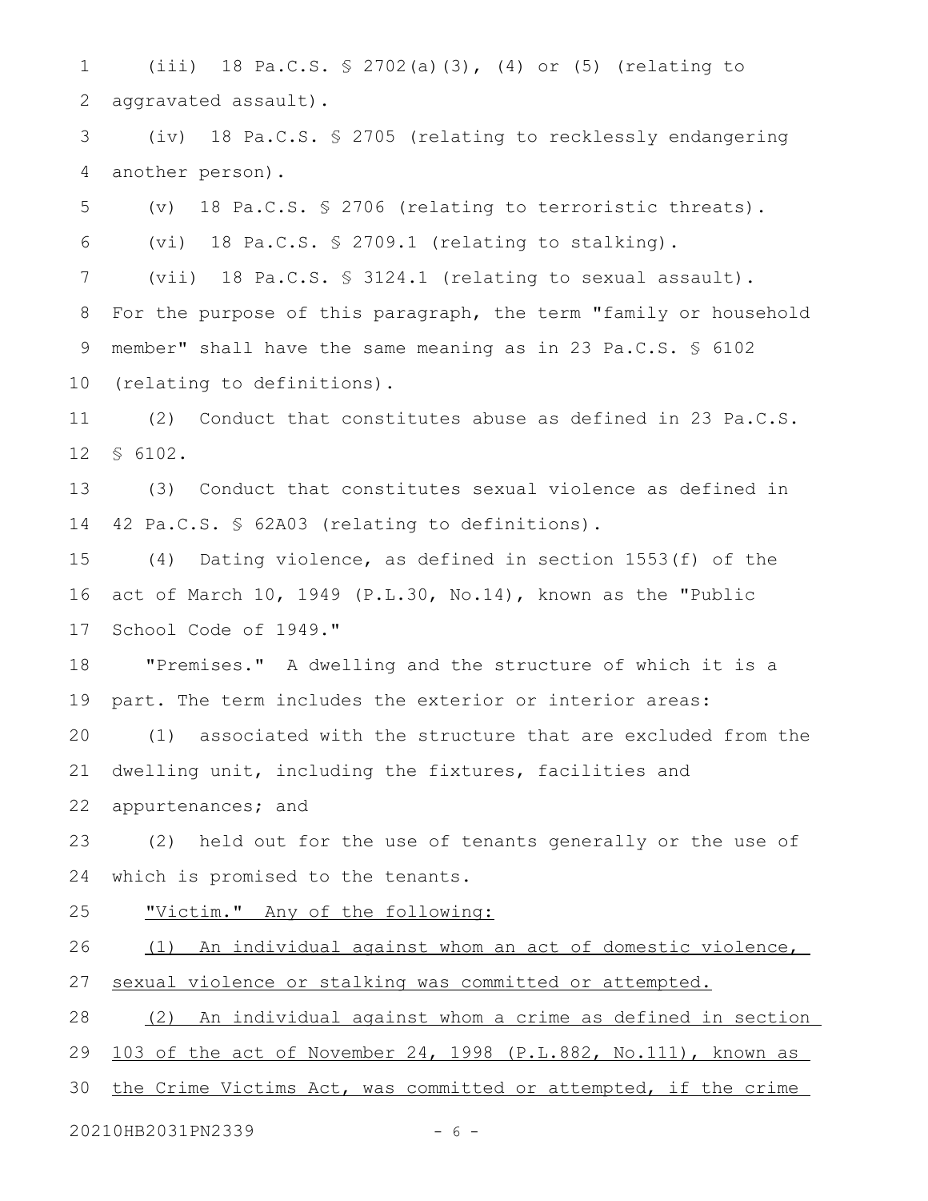(iii) 18 Pa.C.S. § 2702(a)(3), (4) or (5) (relating to aggravated assault).

(iv) 18 Pa.C.S. § 2705 (relating to recklessly endangering another person).

(v) 18 Pa.C.S. § 2706 (relating to terroristic threats).

(vi) 18 Pa.C.S. § 2709.1 (relating to stalking).

(vii) 18 Pa.C.S. § 3124.1 (relating to sexual assault).

For the purpose of this paragraph, the term "family or household member" shall have the same meaning as in 23 Pa.C.S. § 6102 (relating to definitions).

(2) Conduct that constitutes abuse as defined in 23 Pa.C.S. § 6102.

(3) Conduct that constitutes sexual violence as defined in 42 Pa.C.S. § 62A03 (relating to definitions).

(4) Dating violence, as defined in section 1553(f) of the act of March 10, 1949 (P.L.30, No.14), known as the "Public School Code of 1949."

"Premises." A dwelling and the structure of which it is a part. The term includes the exterior or interior areas:

(1) associated with the structure that are excluded from the dwelling unit, including the fixtures, facilities and appurtenances; and

(2) held out for the use of tenants generally or the use of which is promised to the tenants.

<u>"Victim." Any of the following:</u>

<u>(1) An individual against whom an act of domestic violence, sexual violence or stalking was committed or attempted.</u>

<u>(2) An individual against whom a crime as defined in section 103 of the act of November 24, 1998 (P.L.882, No.111), known as the Crime Victims Act, was committed or attempted, if the crime</u>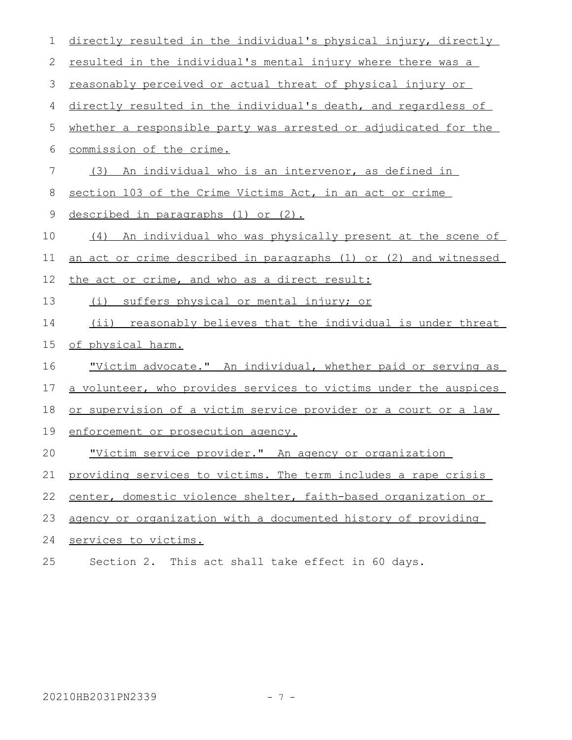directly resulted in the individual's physical injury, directly resulted in the individual's mental injury where there was a reasonably perceived or actual threat of physical injury or directly resulted in the individual's death, and regardless of whether a responsible party was arrested or adjudicated for the commission of the crime.

(3) An individual who is an intervenor, as defined in section 103 of the Crime Victims Act, in an act or crime described in paragraphs (1) or (2).

(4) An individual who was physically present at the scene of an act or crime described in paragraphs (1) or (2) and witnessed the act or crime, and who as a direct result:

(i) suffers physical or mental injury; or

(ii) reasonably believes that the individual is under threat of physical harm.

"Victim advocate." An individual, whether paid or serving as a volunteer, who provides services to victims under the auspices or supervision of a victim service provider or a court or a law enforcement or prosecution agency.

"Victim service provider." An agency or organization providing services to victims. The term includes a rape crisis center, domestic violence shelter, faith-based organization or agency or organization with a documented history of providing services to victims.

Section 2. This act shall take effect in 60 days.